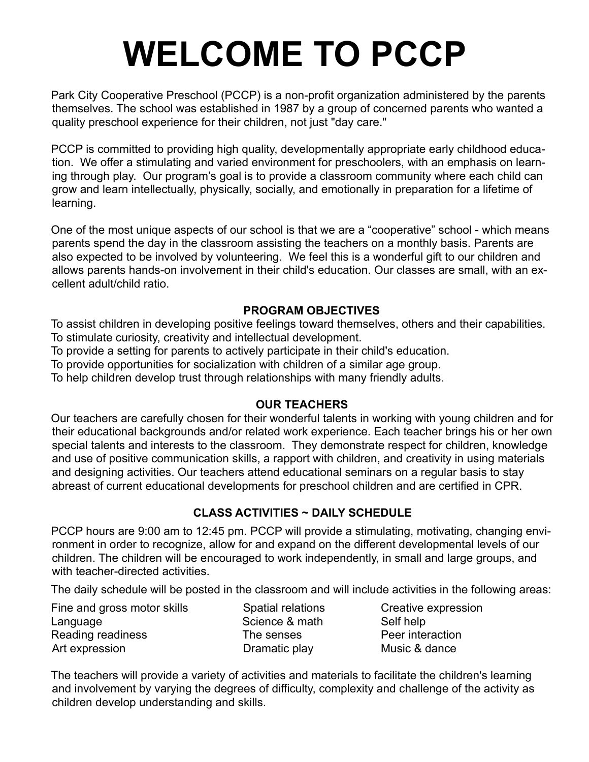# WELCOME TO PCCP

Park City Cooperative Preschool (PCCP) is a non-profit organization administered by the parents themselves. The school was established in 1987 by a group of concerned parents who wanted a quality preschool experience for their children, not just "day care."

PCCP is committed to providing high quality, developmentally appropriate early childhood education. We offer a stimulating and varied environment for preschoolers, with an emphasis on learning through play. Our program's goal is to provide a classroom community where each child can grow and learn intellectually, physically, socially, and emotionally in preparation for a lifetime of learning.

One of the most unique aspects of our school is that we are a "cooperative" school - which means parents spend the day in the classroom assisting the teachers on a monthly basis. Parents are also expected to be involved by volunteering. We feel this is a wonderful gift to our children and allows parents hands-on involvement in their child's education. Our classes are small, with an excellent adult/child ratio.

### PROGRAM OBJECTIVES

To assist children in developing positive feelings toward themselves, others and their capabilities.
To stimulate curiosity, creativity and intellectual development.
To provide a setting for parents to actively participate in their child's education.
To provide opportunities for socialization with children of a similar age group.
To help children develop trust through relationships with many friendly adults.

### OUR TEACHERS

Our teachers are carefully chosen for their wonderful talents in working with young children and for their educational backgrounds and/or related work experience. Each teacher brings his or her own special talents and interests to the classroom. They demonstrate respect for children, knowledge and use of positive communication skills, a rapport with children, and creativity in using materials and designing activities. Our teachers attend educational seminars on a regular basis to stay abreast of current educational developments for preschool children and are certified in CPR.

### CLASS ACTIVITIES ~ DAILY SCHEDULE

PCCP hours are 9:00 am to 12:45 pm. PCCP will provide a stimulating, motivating, changing environment in order to recognize, allow for and expand on the different developmental levels of our children. The children will be encouraged to work independently, in small and large groups, and with teacher-directed activities.

The daily schedule will be posted in the classroom and will include activities in the following areas:

- Fine and gross motor skills
- Language
- Reading readiness
- Art expression
- Spatial relations
- Science & math
- The senses
- Dramatic play
- Creative expression
- Self help
- Peer interaction
- Music & dance

The teachers will provide a variety of activities and materials to facilitate the children's learning and involvement by varying the degrees of difficulty, complexity and challenge of the activity as children develop understanding and skills.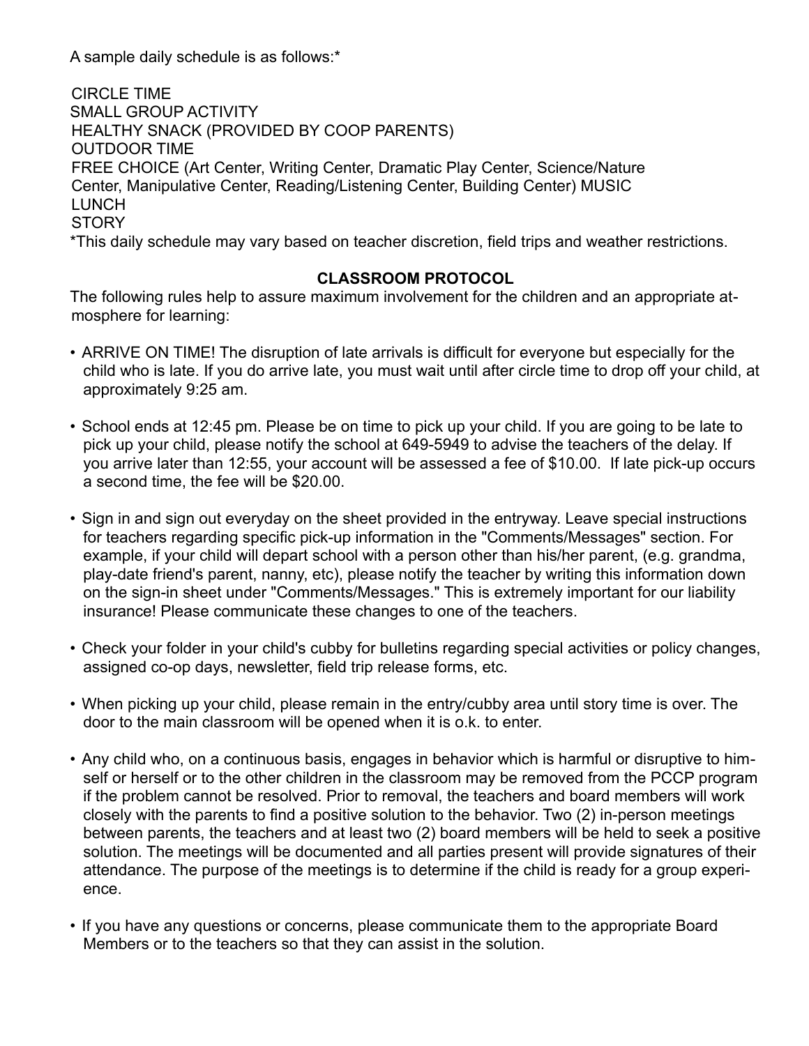A sample daily schedule is as follows:*

CIRCLE TIME
SMALL GROUP ACTIVITY
HEALTHY SNACK (PROVIDED BY COOP PARENTS)
OUTDOOR TIME
FREE CHOICE (Art Center, Writing Center, Dramatic Play Center, Science/Nature Center, Manipulative Center, Reading/Listening Center, Building Center) MUSIC
LUNCH
STORY

*This daily schedule may vary based on teacher discretion, field trips and weather restrictions.

**CLASSROOM PROTOCOL**

The following rules help to assure maximum involvement for the children and an appropriate atmosphere for learning:

- ARRIVE ON TIME! The disruption of late arrivals is difficult for everyone but especially for the child who is late. If you do arrive late, you must wait until after circle time to drop off your child, at approximately 9:25 am.

- School ends at 12:45 pm. Please be on time to pick up your child. If you are going to be late to pick up your child, please notify the school at 649-5949 to advise the teachers of the delay. If you arrive later than 12:55, your account will be assessed a fee of $10.00. If late pick-up occurs a second time, the fee will be $20.00.

- Sign in and sign out everyday on the sheet provided in the entryway. Leave special instructions for teachers regarding specific pick-up information in the "Comments/Messages" section. For example, if your child will depart school with a person other than his/her parent, (e.g. grandma, play-date friend's parent, nanny, etc), please notify the teacher by writing this information down on the sign-in sheet under "Comments/Messages." This is extremely important for our liability insurance! Please communicate these changes to one of the teachers.

- Check your folder in your child's cubby for bulletins regarding special activities or policy changes, assigned co-op days, newsletter, field trip release forms, etc.

- When picking up your child, please remain in the entry/cubby area until story time is over. The door to the main classroom will be opened when it is o.k. to enter.

- Any child who, on a continuous basis, engages in behavior which is harmful or disruptive to himself or herself or to the other children in the classroom may be removed from the PCCP program if the problem cannot be resolved. Prior to removal, the teachers and board members will work closely with the parents to find a positive solution to the behavior. Two (2) in-person meetings between parents, the teachers and at least two (2) board members will be held to seek a positive solution. The meetings will be documented and all parties present will provide signatures of their attendance. The purpose of the meetings is to determine if the child is ready for a group experience.

- If you have any questions or concerns, please communicate them to the appropriate Board Members or to the teachers so that they can assist in the solution.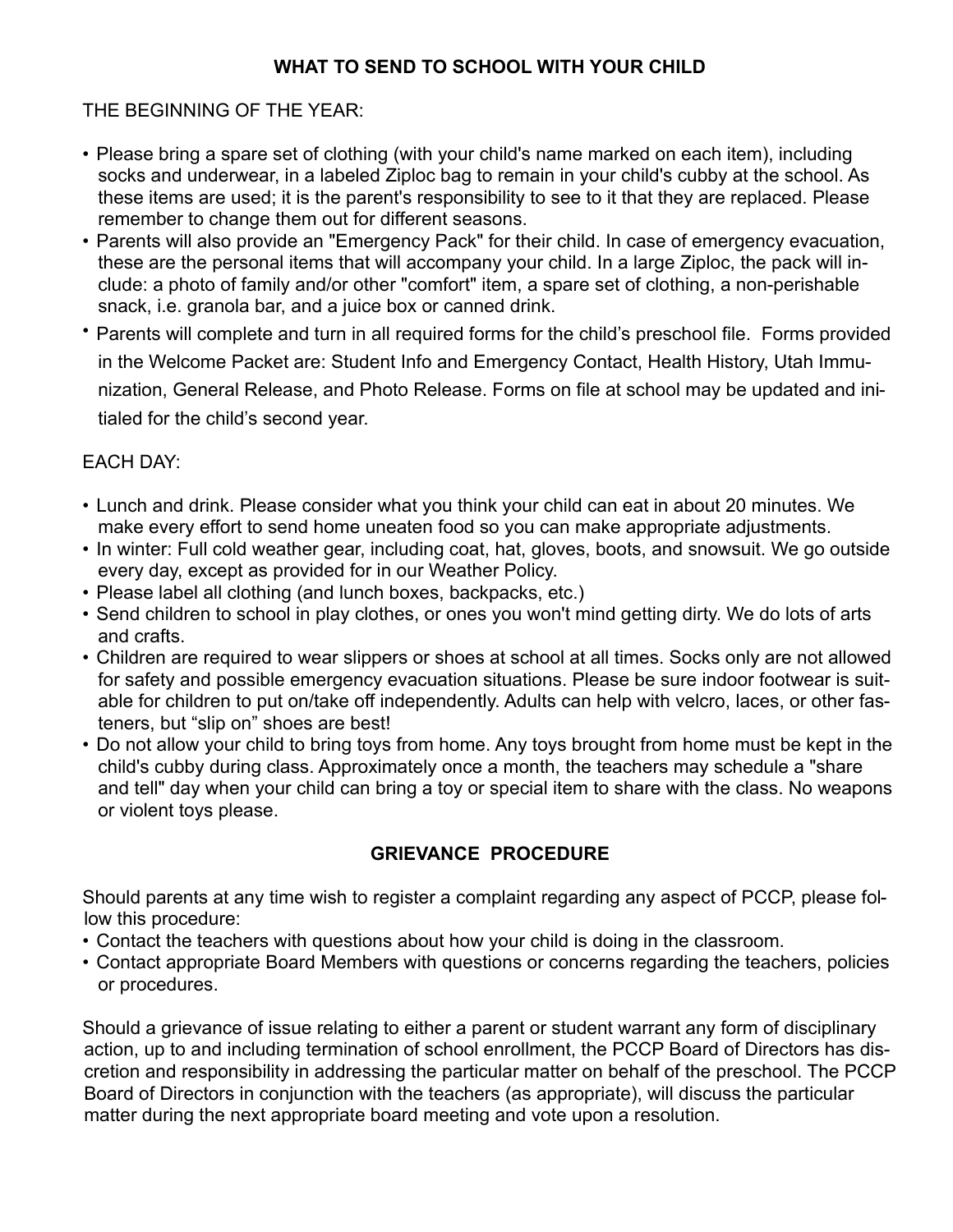## WHAT TO SEND TO SCHOOL WITH YOUR CHILD

THE BEGINNING OF THE YEAR:

- Please bring a spare set of clothing (with your child's name marked on each item), including socks and underwear, in a labeled Ziploc bag to remain in your child's cubby at the school. As these items are used; it is the parent's responsibility to see to it that they are replaced. Please remember to change them out for different seasons.
- Parents will also provide an "Emergency Pack" for their child. In case of emergency evacuation, these are the personal items that will accompany your child. In a large Ziploc, the pack will include: a photo of family and/or other "comfort" item, a spare set of clothing, a non-perishable snack, i.e. granola bar, and a juice box or canned drink.
- Parents will complete and turn in all required forms for the child's preschool file. Forms provided in the Welcome Packet are: Student Info and Emergency Contact, Health History, Utah Immunization, General Release, and Photo Release. Forms on file at school may be updated and initialed for the child's second year.

EACH DAY:

- Lunch and drink. Please consider what you think your child can eat in about 20 minutes. We make every effort to send home uneaten food so you can make appropriate adjustments.
- In winter: Full cold weather gear, including coat, hat, gloves, boots, and snowsuit. We go outside every day, except as provided for in our Weather Policy.
- Please label all clothing (and lunch boxes, backpacks, etc.)
- Send children to school in play clothes, or ones you won't mind getting dirty. We do lots of arts and crafts.
- Children are required to wear slippers or shoes at school at all times. Socks only are not allowed for safety and possible emergency evacuation situations. Please be sure indoor footwear is suitable for children to put on/take off independently. Adults can help with velcro, laces, or other fasteners, but "slip on" shoes are best!
- Do not allow your child to bring toys from home. Any toys brought from home must be kept in the child's cubby during class. Approximately once a month, the teachers may schedule a "share and tell" day when your child can bring a toy or special item to share with the class. No weapons or violent toys please.

## GRIEVANCE PROCEDURE

Should parents at any time wish to register a complaint regarding any aspect of PCCP, please follow this procedure:

- Contact the teachers with questions about how your child is doing in the classroom.
- Contact appropriate Board Members with questions or concerns regarding the teachers, policies or procedures.

Should a grievance of issue relating to either a parent or student warrant any form of disciplinary action, up to and including termination of school enrollment, the PCCP Board of Directors has discretion and responsibility in addressing the particular matter on behalf of the preschool. The PCCP Board of Directors in conjunction with the teachers (as appropriate), will discuss the particular matter during the next appropriate board meeting and vote upon a resolution.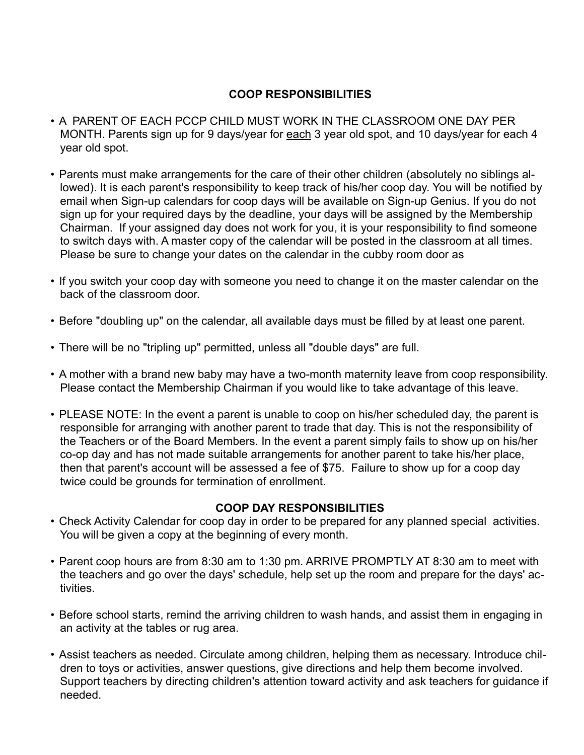## COOP RESPONSIBILITIES

- A PARENT OF EACH PCCP CHILD MUST WORK IN THE CLASSROOM ONE DAY PER MONTH. Parents sign up for 9 days/year for <u>each</u> 3 year old spot, and 10 days/year for each 4 year old spot.

- Parents must make arrangements for the care of their other children (absolutely no siblings allowed). It is each parent's responsibility to keep track of his/her coop day. You will be notified by email when Sign-up calendars for coop days will be available on Sign-up Genius. If you do not sign up for your required days by the deadline, your days will be assigned by the Membership Chairman. If your assigned day does not work for you, it is your responsibility to find someone to switch days with. A master copy of the calendar will be posted in the classroom at all times. Please be sure to change your dates on the calendar in the cubby room door as

- If you switch your coop day with someone you need to change it on the master calendar on the back of the classroom door.

- Before "doubling up" on the calendar, all available days must be filled by at least one parent.

- There will be no "tripling up" permitted, unless all "double days" are full.

- A mother with a brand new baby may have a two-month maternity leave from coop responsibility. Please contact the Membership Chairman if you would like to take advantage of this leave.

- PLEASE NOTE: In the event a parent is unable to coop on his/her scheduled day, the parent is responsible for arranging with another parent to trade that day. This is not the responsibility of the Teachers or of the Board Members. In the event a parent simply fails to show up on his/her co-op day and has not made suitable arrangements for another parent to take his/her place, then that parent's account will be assessed a fee of $75. Failure to show up for a coop day twice could be grounds for termination of enrollment.

## COOP DAY RESPONSIBILITIES

- Check Activity Calendar for coop day in order to be prepared for any planned special activities. You will be given a copy at the beginning of every month.

- Parent coop hours are from 8:30 am to 1:30 pm. ARRIVE PROMPTLY AT 8:30 am to meet with the teachers and go over the days' schedule, help set up the room and prepare for the days' activities.

- Before school starts, remind the arriving children to wash hands, and assist them in engaging in an activity at the tables or rug area.

- Assist teachers as needed. Circulate among children, helping them as necessary. Introduce children to toys or activities, answer questions, give directions and help them become involved. Support teachers by directing children's attention toward activity and ask teachers for guidance if needed.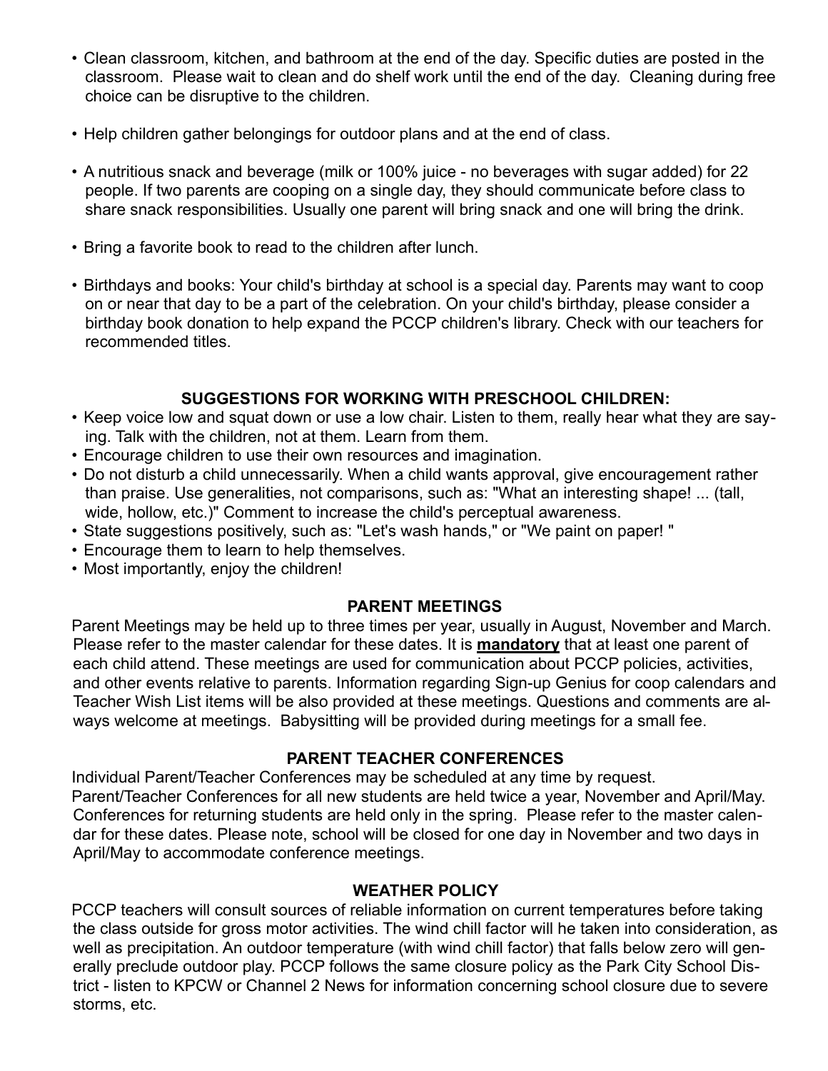- Clean classroom, kitchen, and bathroom at the end of the day. Specific duties are posted in the classroom. Please wait to clean and do shelf work until the end of the day. Cleaning during free choice can be disruptive to the children.

- Help children gather belongings for outdoor plans and at the end of class.

- A nutritious snack and beverage (milk or 100% juice - no beverages with sugar added) for 22 people. If two parents are cooping on a single day, they should communicate before class to share snack responsibilities. Usually one parent will bring snack and one will bring the drink.

- Bring a favorite book to read to the children after lunch.

- Birthdays and books: Your child's birthday at school is a special day. Parents may want to coop on or near that day to be a part of the celebration. On your child's birthday, please consider a birthday book donation to help expand the PCCP children's library. Check with our teachers for recommended titles.

### SUGGESTIONS FOR WORKING WITH PRESCHOOL CHILDREN:

- Keep voice low and squat down or use a low chair. Listen to them, really hear what they are saying. Talk with the children, not at them. Learn from them.
- Encourage children to use their own resources and imagination.
- Do not disturb a child unnecessarily. When a child wants approval, give encouragement rather than praise. Use generalities, not comparisons, such as: "What an interesting shape! ... (tall, wide, hollow, etc.)" Comment to increase the child's perceptual awareness.
- State suggestions positively, such as: "Let's wash hands," or "We paint on paper! "
- Encourage them to learn to help themselves.
- Most importantly, enjoy the children!

### PARENT MEETINGS

Parent Meetings may be held up to three times per year, usually in August, November and March. Please refer to the master calendar for these dates. It is **<u>mandatory</u>** that at least one parent of each child attend. These meetings are used for communication about PCCP policies, activities, and other events relative to parents. Information regarding Sign-up Genius for coop calendars and Teacher Wish List items will be also provided at these meetings. Questions and comments are always welcome at meetings. Babysitting will be provided during meetings for a small fee.

### PARENT TEACHER CONFERENCES

Individual Parent/Teacher Conferences may be scheduled at any time by request.
Parent/Teacher Conferences for all new students are held twice a year, November and April/May. Conferences for returning students are held only in the spring. Please refer to the master calendar for these dates. Please note, school will be closed for one day in November and two days in April/May to accommodate conference meetings.

### WEATHER POLICY

PCCP teachers will consult sources of reliable information on current temperatures before taking the class outside for gross motor activities. The wind chill factor will he taken into consideration, as well as precipitation. An outdoor temperature (with wind chill factor) that falls below zero will generally preclude outdoor play. PCCP follows the same closure policy as the Park City School District - listen to KPCW or Channel 2 News for information concerning school closure due to severe storms, etc.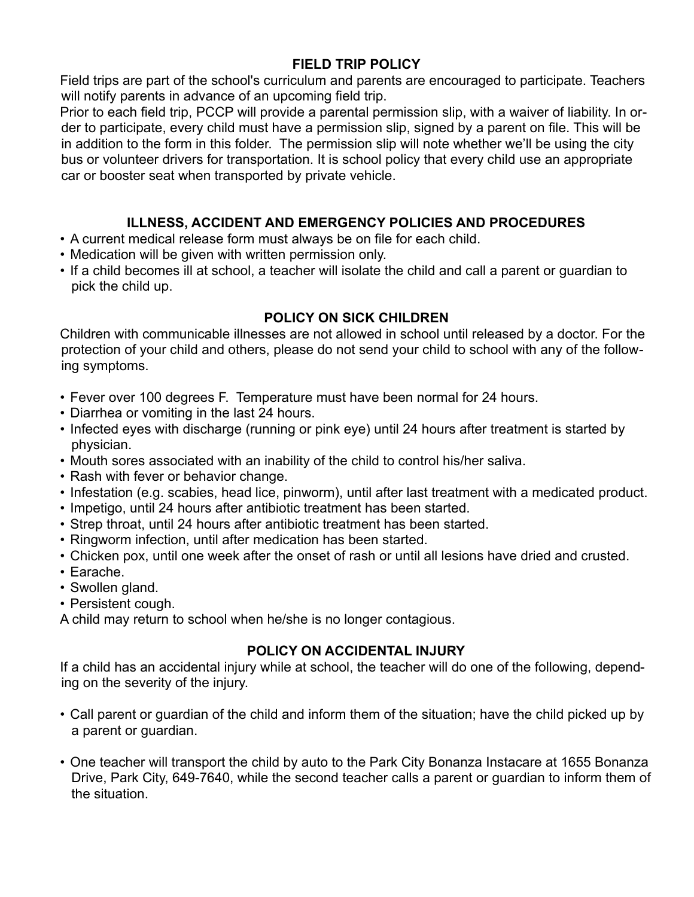## FIELD TRIP POLICY

Field trips are part of the school's curriculum and parents are encouraged to participate. Teachers will notify parents in advance of an upcoming field trip.

Prior to each field trip, PCCP will provide a parental permission slip, with a waiver of liability. In order to participate, every child must have a permission slip, signed by a parent on file. This will be in addition to the form in this folder. The permission slip will note whether we'll be using the city bus or volunteer drivers for transportation. It is school policy that every child use an appropriate car or booster seat when transported by private vehicle.

## ILLNESS, ACCIDENT AND EMERGENCY POLICIES AND PROCEDURES

- A current medical release form must always be on file for each child.
- Medication will be given with written permission only.
- If a child becomes ill at school, a teacher will isolate the child and call a parent or guardian to pick the child up.

## POLICY ON SICK CHILDREN

Children with communicable illnesses are not allowed in school until released by a doctor. For the protection of your child and others, please do not send your child to school with any of the following symptoms.

- Fever over 100 degrees F. Temperature must have been normal for 24 hours.
- Diarrhea or vomiting in the last 24 hours.
- Infected eyes with discharge (running or pink eye) until 24 hours after treatment is started by physician.
- Mouth sores associated with an inability of the child to control his/her saliva.
- Rash with fever or behavior change.
- Infestation (e.g. scabies, head lice, pinworm), until after last treatment with a medicated product.
- Impetigo, until 24 hours after antibiotic treatment has been started.
- Strep throat, until 24 hours after antibiotic treatment has been started.
- Ringworm infection, until after medication has been started.
- Chicken pox, until one week after the onset of rash or until all lesions have dried and crusted.
- Earache.
- Swollen gland.
- Persistent cough.

A child may return to school when he/she is no longer contagious.

## POLICY ON ACCIDENTAL INJURY

If a child has an accidental injury while at school, the teacher will do one of the following, depending on the severity of the injury.

- Call parent or guardian of the child and inform them of the situation; have the child picked up by a parent or guardian.

- One teacher will transport the child by auto to the Park City Bonanza Instacare at 1655 Bonanza Drive, Park City, 649-7640, while the second teacher calls a parent or guardian to inform them of the situation.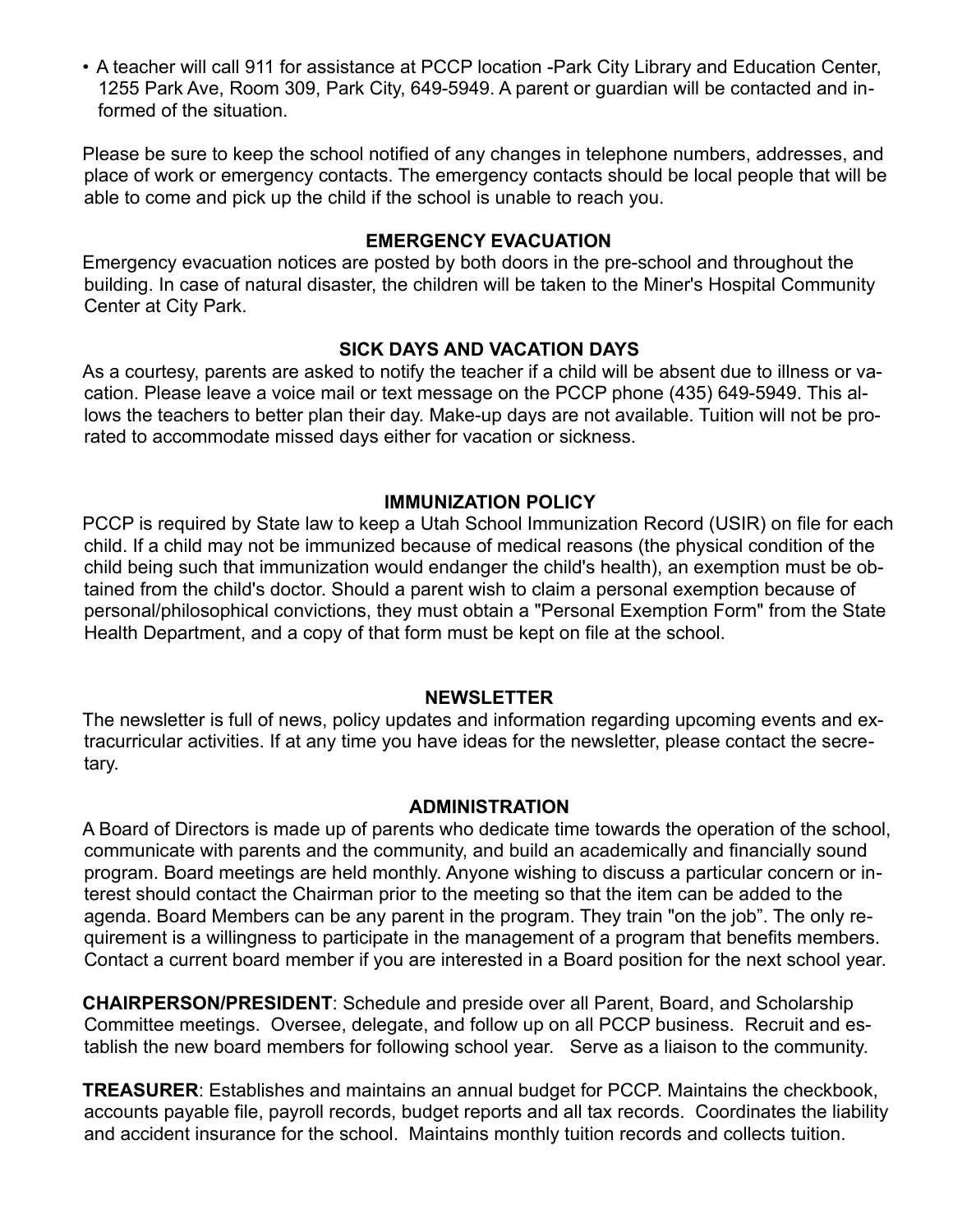- A teacher will call 911 for assistance at PCCP location -Park City Library and Education Center, 1255 Park Ave, Room 309, Park City, 649-5949. A parent or guardian will be contacted and informed of the situation.

Please be sure to keep the school notified of any changes in telephone numbers, addresses, and place of work or emergency contacts. The emergency contacts should be local people that will be able to come and pick up the child if the school is unable to reach you.

## EMERGENCY EVACUATION

Emergency evacuation notices are posted by both doors in the pre-school and throughout the building. In case of natural disaster, the children will be taken to the Miner's Hospital Community Center at City Park.

## SICK DAYS AND VACATION DAYS

As a courtesy, parents are asked to notify the teacher if a child will be absent due to illness or vacation. Please leave a voice mail or text message on the PCCP phone (435) 649-5949. This allows the teachers to better plan their day. Make-up days are not available. Tuition will not be prorated to accommodate missed days either for vacation or sickness.

## IMMUNIZATION POLICY

PCCP is required by State law to keep a Utah School Immunization Record (USIR) on file for each child. If a child may not be immunized because of medical reasons (the physical condition of the child being such that immunization would endanger the child's health), an exemption must be obtained from the child's doctor. Should a parent wish to claim a personal exemption because of personal/philosophical convictions, they must obtain a "Personal Exemption Form" from the State Health Department, and a copy of that form must be kept on file at the school.

## NEWSLETTER

The newsletter is full of news, policy updates and information regarding upcoming events and extracurricular activities. If at any time you have ideas for the newsletter, please contact the secretary.

## ADMINISTRATION

A Board of Directors is made up of parents who dedicate time towards the operation of the school, communicate with parents and the community, and build an academically and financially sound program. Board meetings are held monthly. Anyone wishing to discuss a particular concern or interest should contact the Chairman prior to the meeting so that the item can be added to the agenda. Board Members can be any parent in the program. They train "on the job". The only requirement is a willingness to participate in the management of a program that benefits members. Contact a current board member if you are interested in a Board position for the next school year.

**CHAIRPERSON/PRESIDENT**: Schedule and preside over all Parent, Board, and Scholarship Committee meetings. Oversee, delegate, and follow up on all PCCP business. Recruit and establish the new board members for following school year. Serve as a liaison to the community.

**TREASURER**: Establishes and maintains an annual budget for PCCP. Maintains the checkbook, accounts payable file, payroll records, budget reports and all tax records. Coordinates the liability and accident insurance for the school. Maintains monthly tuition records and collects tuition.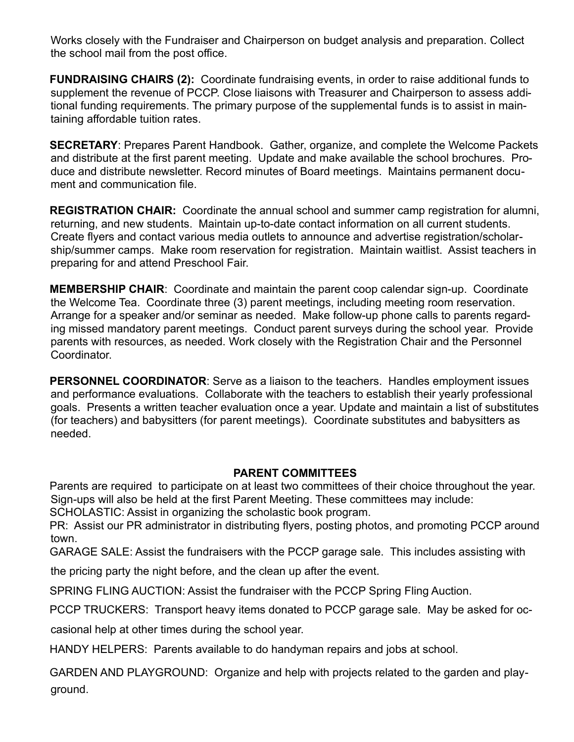Works closely with the Fundraiser and Chairperson on budget analysis and preparation. Collect the school mail from the post office.

**FUNDRAISING CHAIRS (2):** Coordinate fundraising events, in order to raise additional funds to supplement the revenue of PCCP. Close liaisons with Treasurer and Chairperson to assess additional funding requirements. The primary purpose of the supplemental funds is to assist in maintaining affordable tuition rates.

**SECRETARY**: Prepares Parent Handbook. Gather, organize, and complete the Welcome Packets and distribute at the first parent meeting. Update and make available the school brochures. Produce and distribute newsletter. Record minutes of Board meetings. Maintains permanent document and communication file.

**REGISTRATION CHAIR:** Coordinate the annual school and summer camp registration for alumni, returning, and new students. Maintain up-to-date contact information on all current students. Create flyers and contact various media outlets to announce and advertise registration/scholarship/summer camps. Make room reservation for registration. Maintain waitlist. Assist teachers in preparing for and attend Preschool Fair.

**MEMBERSHIP CHAIR**: Coordinate and maintain the parent coop calendar sign-up. Coordinate the Welcome Tea. Coordinate three (3) parent meetings, including meeting room reservation. Arrange for a speaker and/or seminar as needed. Make follow-up phone calls to parents regarding missed mandatory parent meetings. Conduct parent surveys during the school year. Provide parents with resources, as needed. Work closely with the Registration Chair and the Personnel Coordinator.

**PERSONNEL COORDINATOR**: Serve as a liaison to the teachers. Handles employment issues and performance evaluations. Collaborate with the teachers to establish their yearly professional goals. Presents a written teacher evaluation once a year. Update and maintain a list of substitutes (for teachers) and babysitters (for parent meetings). Coordinate substitutes and babysitters as needed.

## PARENT COMMITTEES

Parents are required to participate on at least two committees of their choice throughout the year. Sign-ups will also be held at the first Parent Meeting. These committees may include:

SCHOLASTIC: Assist in organizing the scholastic book program.

PR: Assist our PR administrator in distributing flyers, posting photos, and promoting PCCP around town.

GARAGE SALE: Assist the fundraisers with the PCCP garage sale. This includes assisting with the pricing party the night before, and the clean up after the event.

SPRING FLING AUCTION: Assist the fundraiser with the PCCP Spring Fling Auction.

PCCP TRUCKERS: Transport heavy items donated to PCCP garage sale. May be asked for occasional help at other times during the school year.

HANDY HELPERS: Parents available to do handyman repairs and jobs at school.

GARDEN AND PLAYGROUND: Organize and help with projects related to the garden and playground.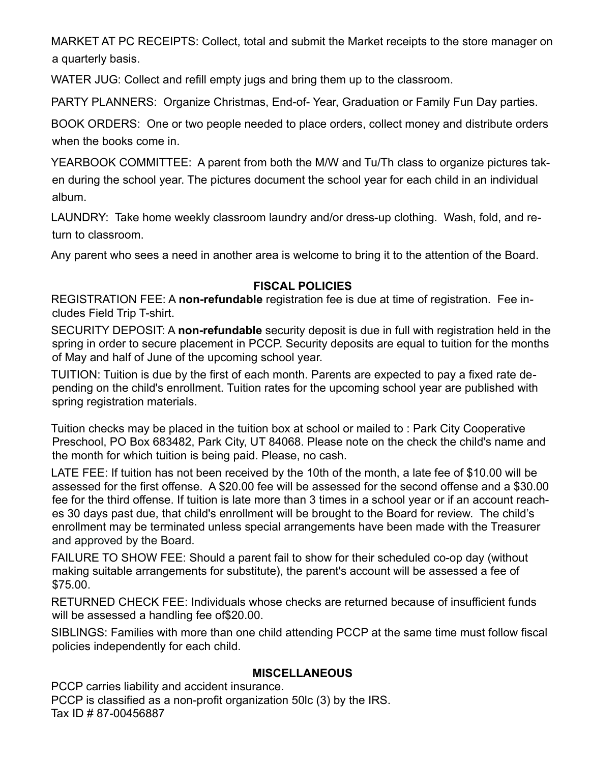MARKET AT PC RECEIPTS: Collect, total and submit the Market receipts to the store manager on a quarterly basis.

WATER JUG: Collect and refill empty jugs and bring them up to the classroom.

PARTY PLANNERS: Organize Christmas, End-of- Year, Graduation or Family Fun Day parties.

BOOK ORDERS: One or two people needed to place orders, collect money and distribute orders when the books come in.

YEARBOOK COMMITTEE: A parent from both the M/W and Tu/Th class to organize pictures taken during the school year. The pictures document the school year for each child in an individual album.

LAUNDRY: Take home weekly classroom laundry and/or dress-up clothing. Wash, fold, and return to classroom.

Any parent who sees a need in another area is welcome to bring it to the attention of the Board.

## FISCAL POLICIES

REGISTRATION FEE: A **non-refundable** registration fee is due at time of registration. Fee includes Field Trip T-shirt.

SECURITY DEPOSIT: A **non-refundable** security deposit is due in full with registration held in the spring in order to secure placement in PCCP. Security deposits are equal to tuition for the months of May and half of June of the upcoming school year.

TUITION: Tuition is due by the first of each month. Parents are expected to pay a fixed rate depending on the child's enrollment. Tuition rates for the upcoming school year are published with spring registration materials.

Tuition checks may be placed in the tuition box at school or mailed to : Park City Cooperative Preschool, PO Box 683482, Park City, UT 84068. Please note on the check the child's name and the month for which tuition is being paid. Please, no cash.

LATE FEE: If tuition has not been received by the 10th of the month, a late fee of $10.00 will be assessed for the first offense. A $20.00 fee will be assessed for the second offense and a $30.00 fee for the third offense. If tuition is late more than 3 times in a school year or if an account reaches 30 days past due, that child's enrollment will be brought to the Board for review. The child's enrollment may be terminated unless special arrangements have been made with the Treasurer and approved by the Board.

FAILURE TO SHOW FEE: Should a parent fail to show for their scheduled co-op day (without making suitable arrangements for substitute), the parent's account will be assessed a fee of $75.00.

RETURNED CHECK FEE: Individuals whose checks are returned because of insufficient funds will be assessed a handling fee of$20.00.

SIBLINGS: Families with more than one child attending PCCP at the same time must follow fiscal policies independently for each child.

## MISCELLANEOUS

PCCP carries liability and accident insurance.
PCCP is classified as a non-profit organization 50lc (3) by the IRS.
Tax ID # 87-00456887